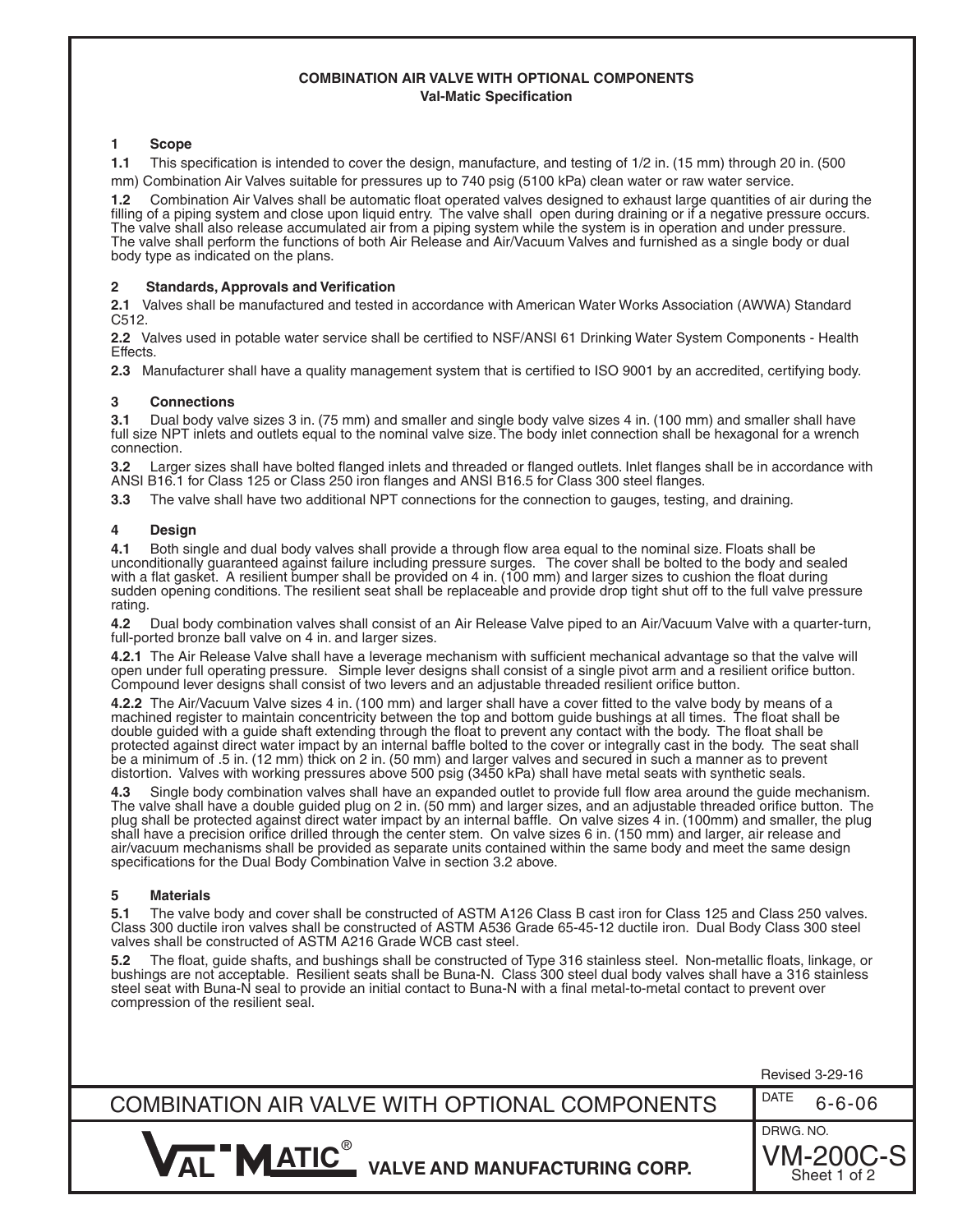# COMBINATION AIR VALVE WITH OPTIONAL COMPONENTS

**Val-Matic Specification**

## 1 Scope

**1.1** This specification is intended to cover the design, manufacture, and testing of 1/2 in. (15 mm) through 20 in. (500 mm) Combination Air Valves suitable for pressures up to 740 psig (5100 kPa) clean water or raw water service.

**1.2** Combination Air Valves shall be automatic float operated valves designed to exhaust large quantities of air during the filling of a piping system and close upon liquid entry. The valve shall open during draining or if a negative pressure occurs. The valve shall also release accumulated air from a piping system while the system is in operation and under pressure. The valve shall perform the functions of both Air Release and Air/Vacuum Valves and furnished as a single body or dual body type as indicated on the plans.

## 2 Standards, Approvals and Verification

**2.1** Valves shall be manufactured and tested in accordance with American Water Works Association (AWWA) Standard C512.

**2.2** Valves used in potable water service shall be certified to NSF/ANSI 61 Drinking Water System Components - Health Effects.

**2.3** Manufacturer shall have a quality management system that is certified to ISO 9001 by an accredited, certifying body.

## 3 Connections

**3.1** Dual body valve sizes 3 in. (75 mm) and smaller and single body valve sizes 4 in. (100 mm) and smaller shall have full size NPT inlets and outlets equal to the nominal valve size. The body inlet connection shall be hexagonal for a wrench connection.

**3.2** Larger sizes shall have bolted flanged inlets and threaded or flanged outlets. Inlet flanges shall be in accordance with ANSI B16.1 for Class 125 or Class 250 iron flanges and ANSI B16.5 for Class 300 steel flanges.

**3.3** The valve shall have two additional NPT connections for the connection to gauges, testing, and draining.

## 4 Design

**4.1** Both single and dual body valves shall provide a through flow area equal to the nominal size. Floats shall be unconditionally guaranteed against failure including pressure surges. The cover shall be bolted to the body and sealed with a flat gasket. A resilient bumper shall be provided on 4 in. (100 mm) and larger sizes to cushion the float during sudden opening conditions. The resilient seat shall be replaceable and provide drop tight shut off to the full valve pressure rating.

**4.2** Dual body combination valves shall consist of an Air Release Valve piped to an Air/Vacuum Valve with a quarter-turn, full-ported bronze ball valve on 4 in. and larger sizes.

**4.2.1** The Air Release Valve shall have a leverage mechanism with sufficient mechanical advantage so that the valve will open under full operating pressure. Simple lever designs shall consist of a single pivot arm and a resilient orifice button. Compound lever designs shall consist of two levers and an adjustable threaded resilient orifice button.

**4.2.2** The Air/Vacuum Valve sizes 4 in. (100 mm) and larger shall have a cover fitted to the valve body by means of a machined register to maintain concentricity between the top and bottom guide bushings at all times. The float shall be double guided with a guide shaft extending through the float to prevent any contact with the body. The float shall be protected against direct water impact by an internal baffle bolted to the cover or integrally cast in the body. The seat shall be a minimum of .5 in. (12 mm) thick on 2 in. (50 mm) and larger valves and secured in such a manner as to prevent distortion. Valves with working pressures above 500 psig (3450 kPa) shall have metal seats with synthetic seals.

**4.3** Single body combination valves shall have an expanded outlet to provide full flow area around the guide mechanism. The valve shall have a double guided plug on 2 in. (50 mm) and larger sizes, and an adjustable threaded orifice button. The plug shall be protected against direct water impact by an internal baffle. On valve sizes 4 in. (100mm) and smaller, the plug shall have a precision orifice drilled through the center stem. On valve sizes 6 in. (150 mm) and larger, air release and air/vacuum mechanisms shall be provided as separate units contained within the same body and meet the same design specifications for the Dual Body Combination Valve in section 3.2 above.

## 5 Materials

**5.1** The valve body and cover shall be constructed of ASTM A126 Class B cast iron for Class 125 and Class 250 valves. Class 300 ductile iron valves shall be constructed of ASTM A536 Grade 65-45-12 ductile iron. Dual Body Class 300 steel valves shall be constructed of ASTM A216 Grade WCB cast steel.

**5.2** The float, guide shafts, and bushings shall be constructed of Type 316 stainless steel. Non-metallic floats, linkage, or bushings are not acceptable. Resilient seats shall be Buna-N. Class 300 steel dual body valves shall have a 316 stainless steel seat with Buna-N seal to provide an initial contact to Buna-N with a final metal-to-metal contact to prevent over compression of the resilient seal.

Revised 3-29-16

| COMBINATION AIR VALVE WITH OPTIONAL COMPONENTS | DATE 6-6-06 |
|---|---|
| VAL-MATIC® VALVE AND MANUFACTURING CORP. | DRWG. NO. VM-200C-S Sheet 1 of 2 |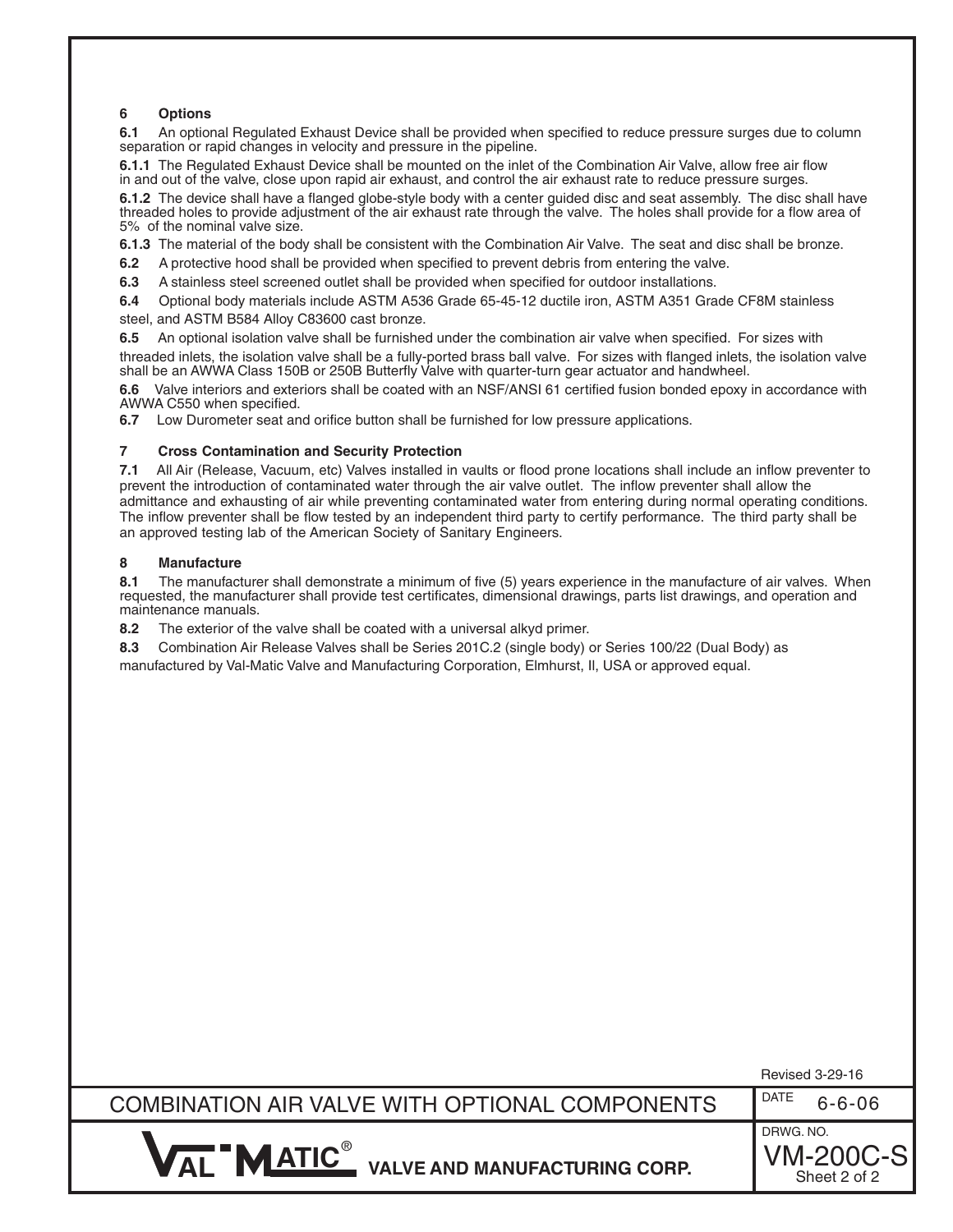## 6 Options

**6.1** An optional Regulated Exhaust Device shall be provided when specified to reduce pressure surges due to column separation or rapid changes in velocity and pressure in the pipeline.

**6.1.1** The Regulated Exhaust Device shall be mounted on the inlet of the Combination Air Valve, allow free air flow in and out of the valve, close upon rapid air exhaust, and control the air exhaust rate to reduce pressure surges.

**6.1.2** The device shall have a flanged globe-style body with a center guided disc and seat assembly. The disc shall have threaded holes to provide adjustment of the air exhaust rate through the valve. The holes shall provide for a flow area of 5% of the nominal valve size.

**6.1.3** The material of the body shall be consistent with the Combination Air Valve. The seat and disc shall be bronze.

**6.2** A protective hood shall be provided when specified to prevent debris from entering the valve.

**6.3** A stainless steel screened outlet shall be provided when specified for outdoor installations.

**6.4** Optional body materials include ASTM A536 Grade 65-45-12 ductile iron, ASTM A351 Grade CF8M stainless steel, and ASTM B584 Alloy C83600 cast bronze.

**6.5** An optional isolation valve shall be furnished under the combination air valve when specified. For sizes with threaded inlets, the isolation valve shall be a fully-ported brass ball valve. For sizes with flanged inlets, the isolation valve shall be an AWWA Class 150B or 250B Butterfly Valve with quarter-turn gear actuator and handwheel.

**6.6** Valve interiors and exteriors shall be coated with an NSF/ANSI 61 certified fusion bonded epoxy in accordance with AWWA C550 when specified.

**6.7** Low Durometer seat and orifice button shall be furnished for low pressure applications.

## 7 Cross Contamination and Security Protection

**7.1** All Air (Release, Vacuum, etc) Valves installed in vaults or flood prone locations shall include an inflow preventer to prevent the introduction of contaminated water through the air valve outlet. The inflow preventer shall allow the admittance and exhausting of air while preventing contaminated water from entering during normal operating conditions. The inflow preventer shall be flow tested by an independent third party to certify performance. The third party shall be an approved testing lab of the American Society of Sanitary Engineers.

## 8 Manufacture

**8.1** The manufacturer shall demonstrate a minimum of five (5) years experience in the manufacture of air valves. When requested, the manufacturer shall provide test certificates, dimensional drawings, parts list drawings, and operation and maintenance manuals.

**8.2** The exterior of the valve shall be coated with a universal alkyd primer.

**8.3** Combination Air Release Valves shall be Series 201C.2 (single body) or Series 100/22 (Dual Body) as manufactured by Val-Matic Valve and Manufacturing Corporation, Elmhurst, Il, USA or approved equal.

Revised 3-29-16

COMBINATION AIR VALVE WITH OPTIONAL COMPONENTS

DATE 6-6-06

VAL-MATIC® VALVE AND MANUFACTURING CORP.

DRWG. NO. VM-200C-S